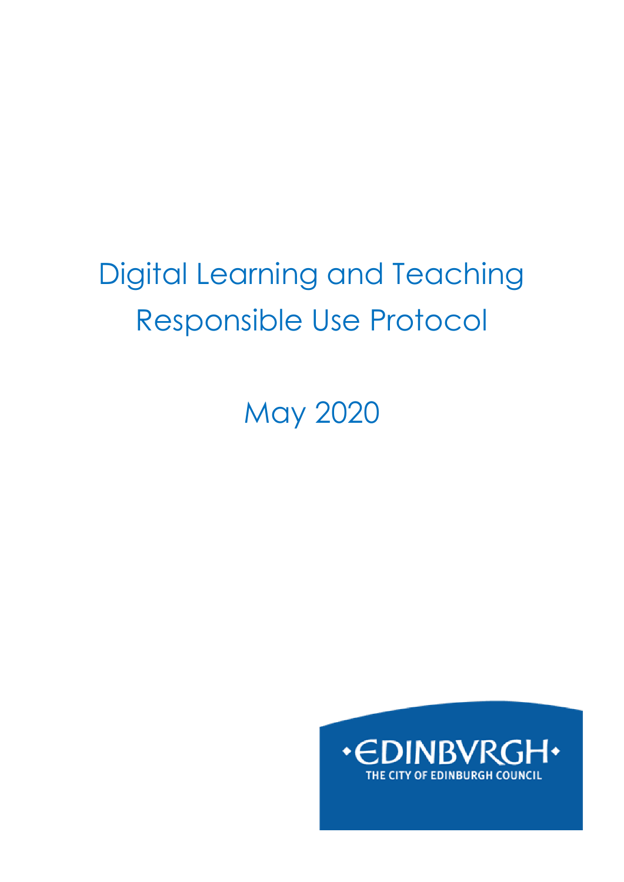# Digital Learning and Teaching Responsible Use Protocol

May 2020

•EDINBVRGH•

THE CITY OF EDINBURGH COUNCIL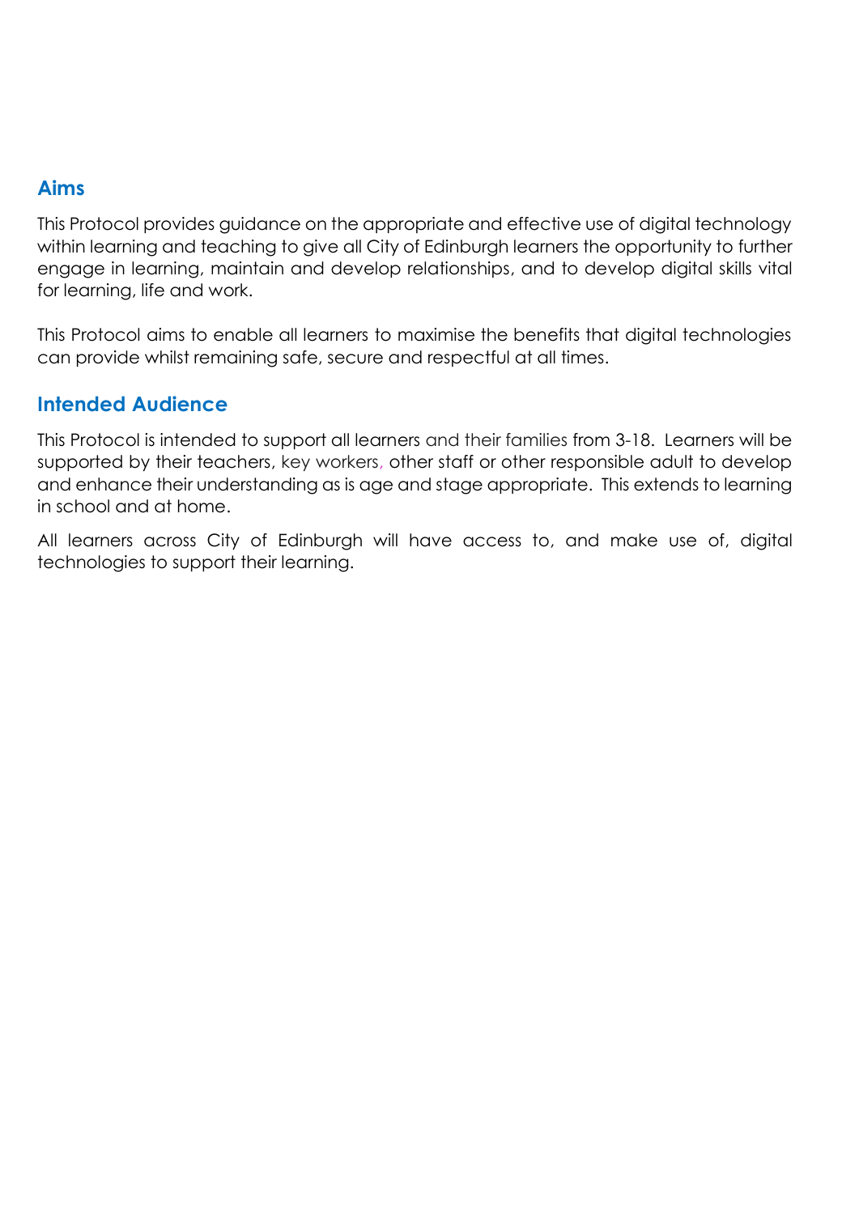## Aims

This Protocol provides guidance on the appropriate and effective use of digital technology within learning and teaching to give all City of Edinburgh learners the opportunity to further engage in learning, maintain and develop relationships, and to develop digital skills vital for learning, life and work.

This Protocol aims to enable all learners to maximise the benefits that digital technologies can provide whilst remaining safe, secure and respectful at all times.

## Intended Audience

This Protocol is intended to support all learners and their families from 3-18. Learners will be supported by their teachers, key workers, other staff or other responsible adult to develop and enhance their understanding as is age and stage appropriate. This extends to learning in school and at home.

All learners across City of Edinburgh will have access to, and make use of, digital technologies to support their learning.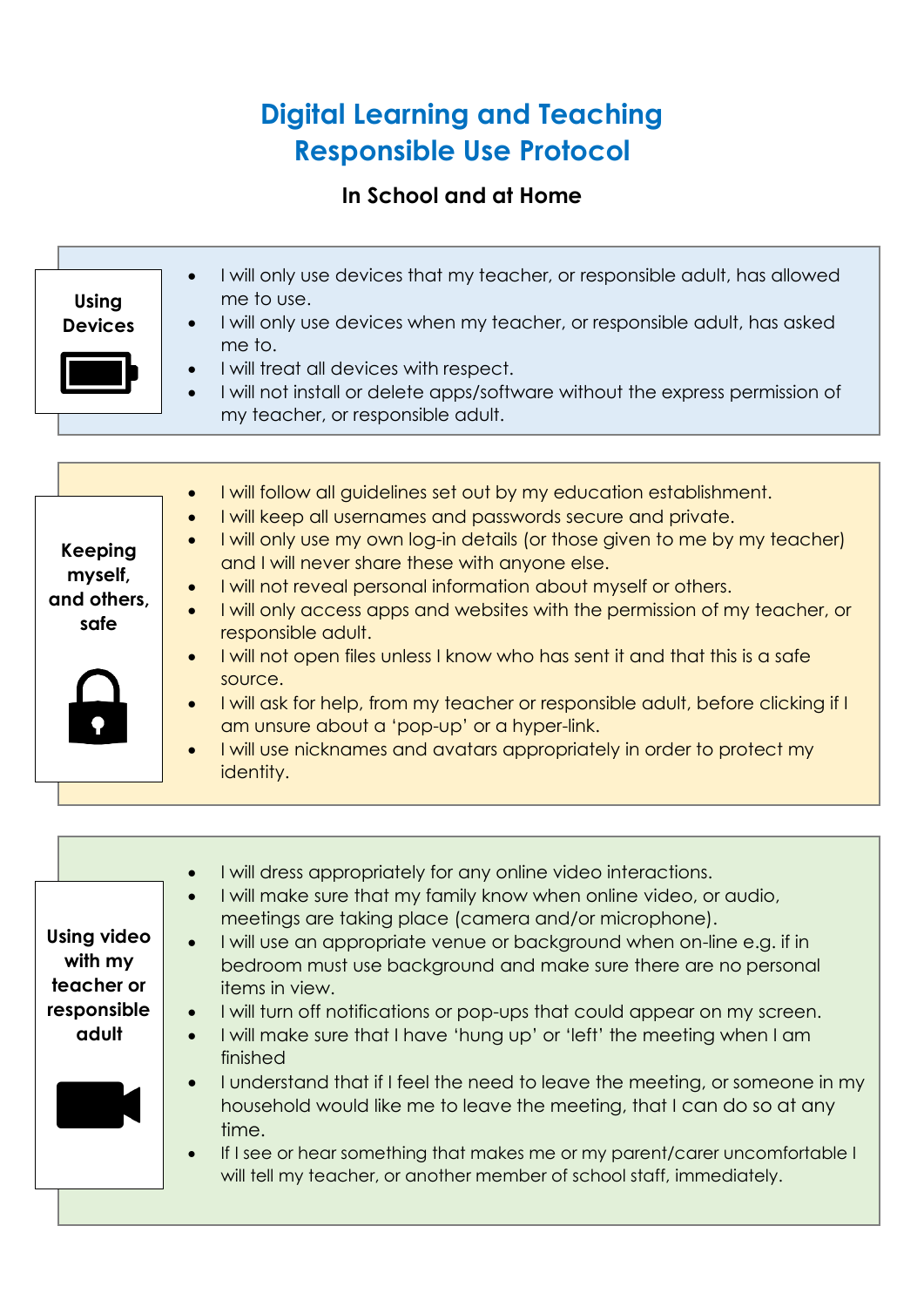# Digital Learning and Teaching Responsible Use Protocol

**In School and at Home**

### Using Devices

- I will only use devices that my teacher, or responsible adult, has allowed me to use.
- I will only use devices when my teacher, or responsible adult, has asked me to.
- I will treat all devices with respect.
- I will not install or delete apps/software without the express permission of my teacher, or responsible adult.

### Keeping myself, and others, safe

- I will follow all guidelines set out by my education establishment.
- I will keep all usernames and passwords secure and private.
- I will only use my own log-in details (or those given to me by my teacher) and I will never share these with anyone else.
- I will not reveal personal information about myself or others.
- I will only access apps and websites with the permission of my teacher, or responsible adult.
- I will not open files unless I know who has sent it and that this is a safe source.
- I will ask for help, from my teacher or responsible adult, before clicking if I am unsure about a 'pop-up' or a hyper-link.
- I will use nicknames and avatars appropriately in order to protect my identity.

### Using video with my teacher or responsible adult

- I will dress appropriately for any online video interactions.
- I will make sure that my family know when online video, or audio, meetings are taking place (camera and/or microphone).
- I will use an appropriate venue or background when on-line e.g. if in bedroom must use background and make sure there are no personal items in view.
- I will turn off notifications or pop-ups that could appear on my screen.
- I will make sure that I have 'hung up' or 'left' the meeting when I am finished
- I understand that if I feel the need to leave the meeting, or someone in my household would like me to leave the meeting, that I can do so at any time.
- If I see or hear something that makes me or my parent/carer uncomfortable I will tell my teacher, or another member of school staff, immediately.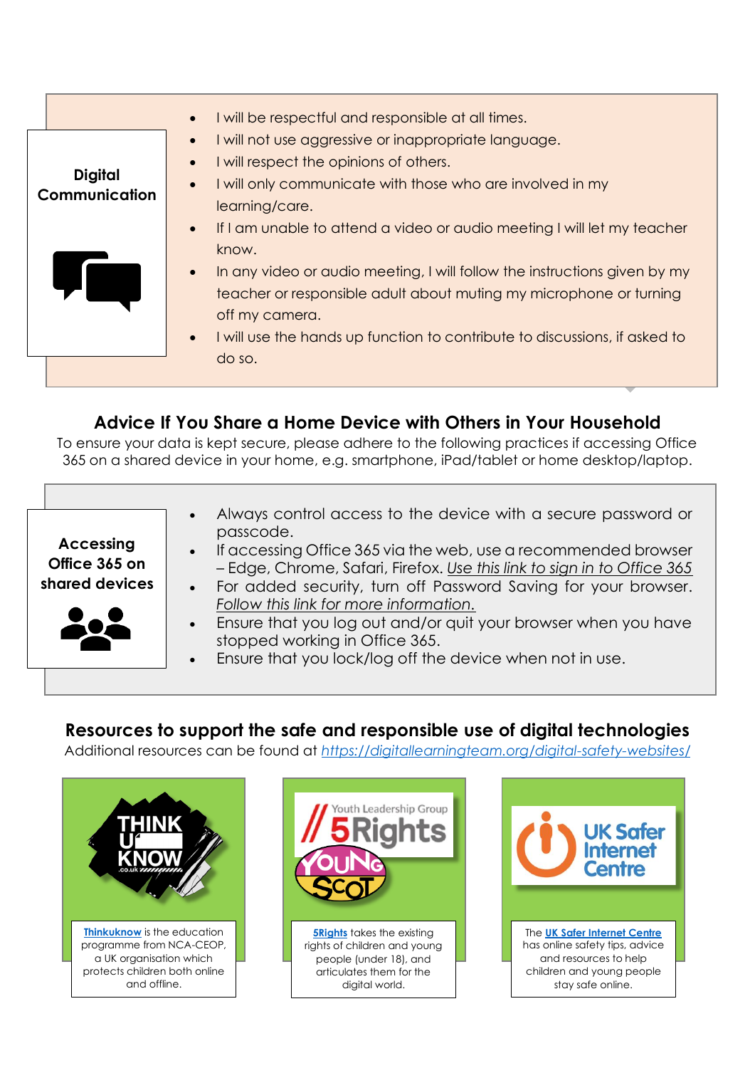**Digital Communication**

- I will be respectful and responsible at all times.
- I will not use aggressive or inappropriate language.
- I will respect the opinions of others.
- I will only communicate with those who are involved in my learning/care.
- If I am unable to attend a video or audio meeting I will let my teacher know.
- In any video or audio meeting, I will follow the instructions given by my teacher or responsible adult about muting my microphone or turning off my camera.
- I will use the hands up function to contribute to discussions, if asked to do so.

## Advice If You Share a Home Device with Others in Your Household

To ensure your data is kept secure, please adhere to the following practices if accessing Office 365 on a shared device in your home, e.g. smartphone, iPad/tablet or home desktop/laptop.

**Accessing Office 365 on shared devices**

- Always control access to the device with a secure password or passcode.
- If accessing Office 365 via the web, use a recommended browser – Edge, Chrome, Safari, Firefox. *Use this link to sign in to Office 365*
- For added security, turn off Password Saving for your browser. *Follow this link for more information.*
- Ensure that you log out and/or quit your browser when you have stopped working in Office 365.
- Ensure that you lock/log off the device when not in use.

## Resources to support the safe and responsible use of digital technologies

Additional resources can be found at *https://digitallearningteam.org/digital-safety-websites/*

**Thinkuknow** is the education programme from NCA-CEOP, a UK organisation which protects children both online and offline.

**5Rights** takes the existing rights of children and young people (under 18), and articulates them for the digital world.

The **UK Safer Internet Centre** has online safety tips, advice and resources to help children and young people stay safe online.